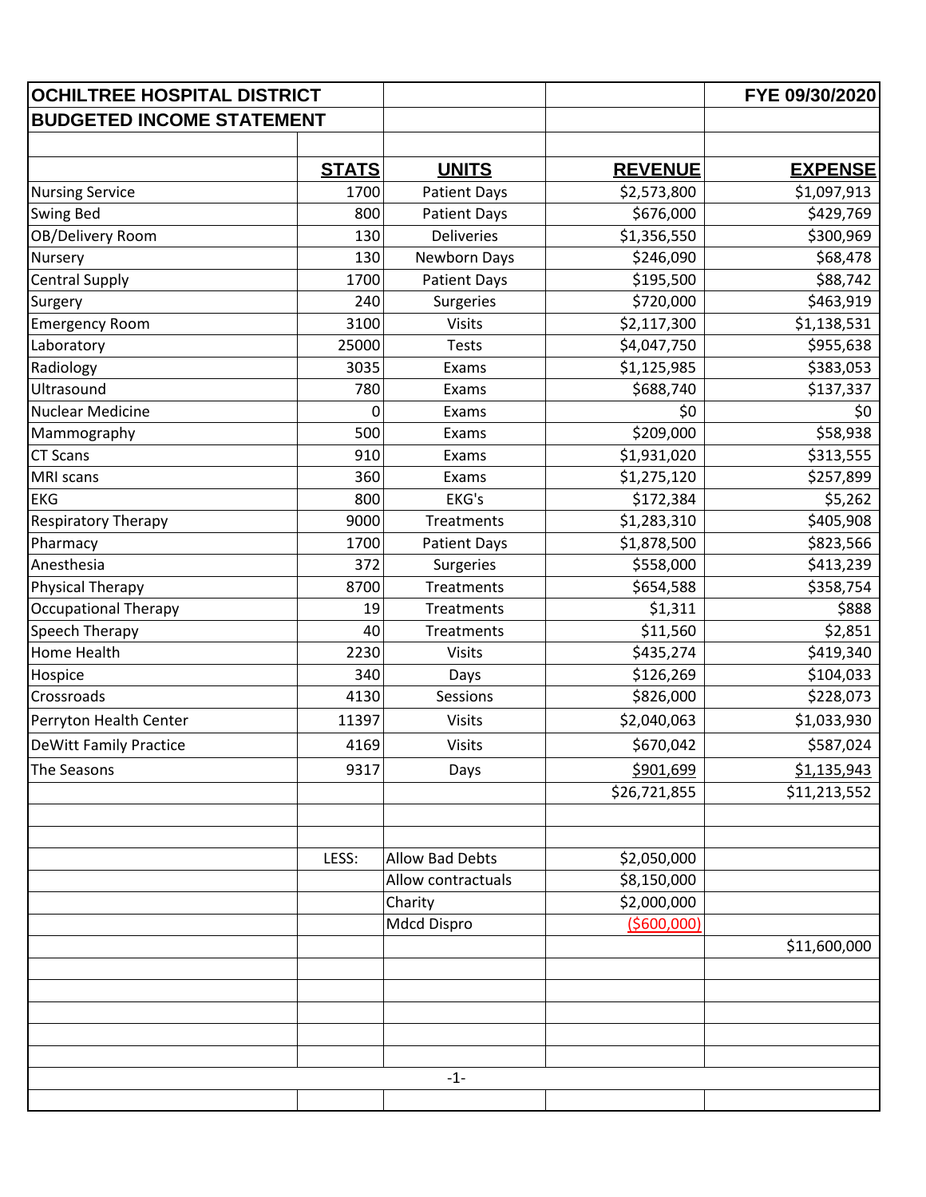# OCHILTREE HOSPITAL DISTRICT

## BUDGETED INCOME STATEMENT

**FYE 09/30/2020**

| | STATS | UNITS | REVENUE | EXPENSE |
|---|---|---|---|---|
| Nursing Service | 1700 | Patient Days | $2,573,800 | $1,097,913 |
| Swing Bed | 800 | Patient Days | $676,000 | $429,769 |
| OB/Delivery Room | 130 | Deliveries | $1,356,550 | $300,969 |
| Nursery | 130 | Newborn Days | $246,090 | $68,478 |
| Central Supply | 1700 | Patient Days | $195,500 | $88,742 |
| Surgery | 240 | Surgeries | $720,000 | $463,919 |
| Emergency Room | 3100 | Visits | $2,117,300 | $1,138,531 |
| Laboratory | 25000 | Tests | $4,047,750 | $955,638 |
| Radiology | 3035 | Exams | $1,125,985 | $383,053 |
| Ultrasound | 780 | Exams | $688,740 | $137,337 |
| Nuclear Medicine | 0 | Exams | $0 | $0 |
| Mammography | 500 | Exams | $209,000 | $58,938 |
| CT Scans | 910 | Exams | $1,931,020 | $313,555 |
| MRI scans | 360 | Exams | $1,275,120 | $257,899 |
| EKG | 800 | EKG's | $172,384 | $5,262 |
| Respiratory Therapy | 9000 | Treatments | $1,283,310 | $405,908 |
| Pharmacy | 1700 | Patient Days | $1,878,500 | $823,566 |
| Anesthesia | 372 | Surgeries | $558,000 | $413,239 |
| Physical Therapy | 8700 | Treatments | $654,588 | $358,754 |
| Occupational Therapy | 19 | Treatments | $1,311 | $888 |
| Speech Therapy | 40 | Treatments | $11,560 | $2,851 |
| Home Health | 2230 | Visits | $435,274 | $419,340 |
| Hospice | 340 | Days | $126,269 | $104,033 |
| Crossroads | 4130 | Sessions | $826,000 | $228,073 |
| Perryton Health Center | 11397 | Visits | $2,040,063 | $1,033,930 |
| DeWitt Family Practice | 4169 | Visits | $670,042 | $587,024 |
| The Seasons | 9317 | Days | $901,699 | $1,135,943 |
| | | | $26,721,855 | $11,213,552 |
| | | | | |
| | LESS: | Allow Bad Debts | $2,050,000 | |
| | | Allow contractuals | $8,150,000 | |
| | | Charity | $2,000,000 | |
| | | Mdcd Dispro | ($600,000) | |
| | | | | $11,600,000 |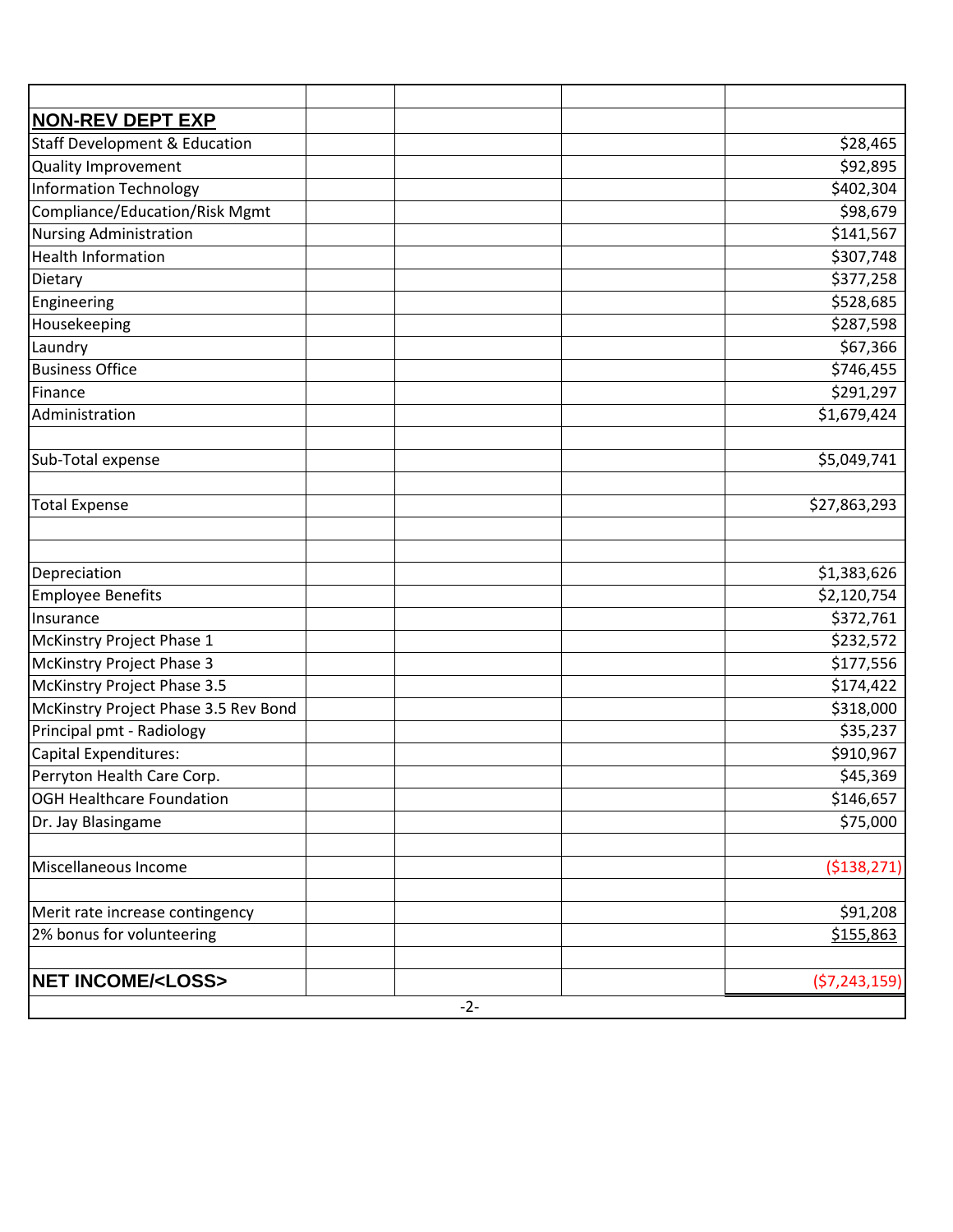| | | | | |
|---|---|---|---|---|
| **NON-REV DEPT EXP** | | | | |
| Staff Development & Education | | | | $28,465 |
| Quality Improvement | | | | $92,895 |
| Information Technology | | | | $402,304 |
| Compliance/Education/Risk Mgmt | | | | $98,679 |
| Nursing Administration | | | | $141,567 |
| Health Information | | | | $307,748 |
| Dietary | | | | $377,258 |
| Engineering | | | | $528,685 |
| Housekeeping | | | | $287,598 |
| Laundry | | | | $67,366 |
| Business Office | | | | $746,455 |
| Finance | | | | $291,297 |
| Administration | | | | $1,679,424 |
| | | | | |
| Sub-Total expense | | | | $5,049,741 |
| | | | | |
| Total Expense | | | | $27,863,293 |
| | | | | |
| | | | | |
| Depreciation | | | | $1,383,626 |
| Employee Benefits | | | | $2,120,754 |
| Insurance | | | | $372,761 |
| McKinstry Project Phase 1 | | | | $232,572 |
| McKinstry Project Phase 3 | | | | $177,556 |
| McKinstry Project Phase 3.5 | | | | $174,422 |
| McKinstry Project Phase 3.5 Rev Bond | | | | $318,000 |
| Principal pmt - Radiology | | | | $35,237 |
| Capital Expenditures: | | | | $910,967 |
| Perryton Health Care Corp. | | | | $45,369 |
| OGH Healthcare Foundation | | | | $146,657 |
| Dr. Jay Blasingame | | | | $75,000 |
| | | | | |
| Miscellaneous Income | | | | ($138,271) |
| | | | | |
| Merit rate increase contingency | | | | $91,208 |
| 2% bonus for volunteering | | | | $155,863 |
| | | | | |
| **NET INCOME/<LOSS>** | | | | ($7,243,159) |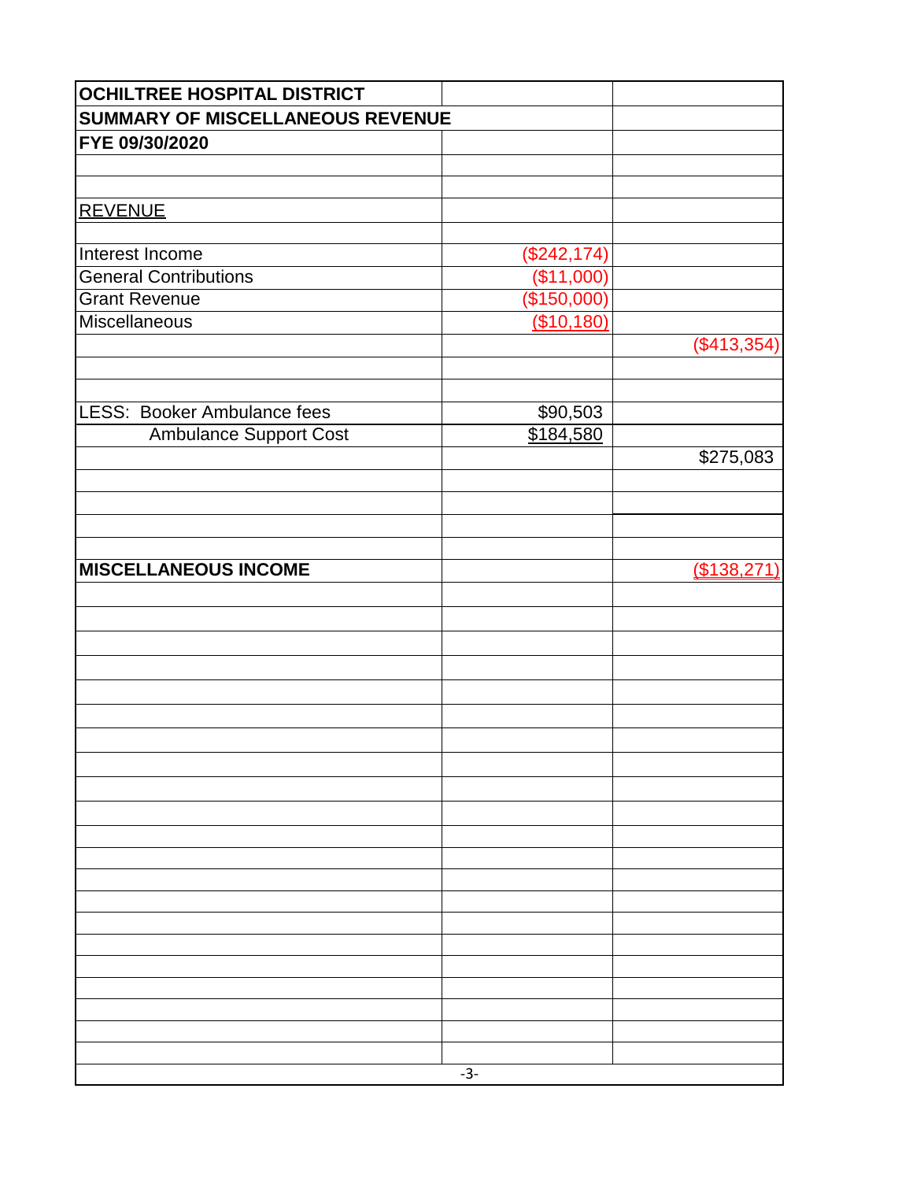| OCHILTREE HOSPITAL DISTRICT | | |
|---|---|---|
| **SUMMARY OF MISCELLANEOUS REVENUE** | | |
| **FYE 09/30/2020** | | |
| | | |
| REVENUE | | |
| Interest Income | ($242,174) | |
| General Contributions | ($11,000) | |
| Grant Revenue | ($150,000) | |
| Miscellaneous | ($10,180) | |
| | | ($413,354) |
| | | |
| LESS: Booker Ambulance fees | $90,503 | |
| Ambulance Support Cost | $184,580 | |
| | | $275,083 |
| | | |
| **MISCELLANEOUS INCOME** | | ($138,271) |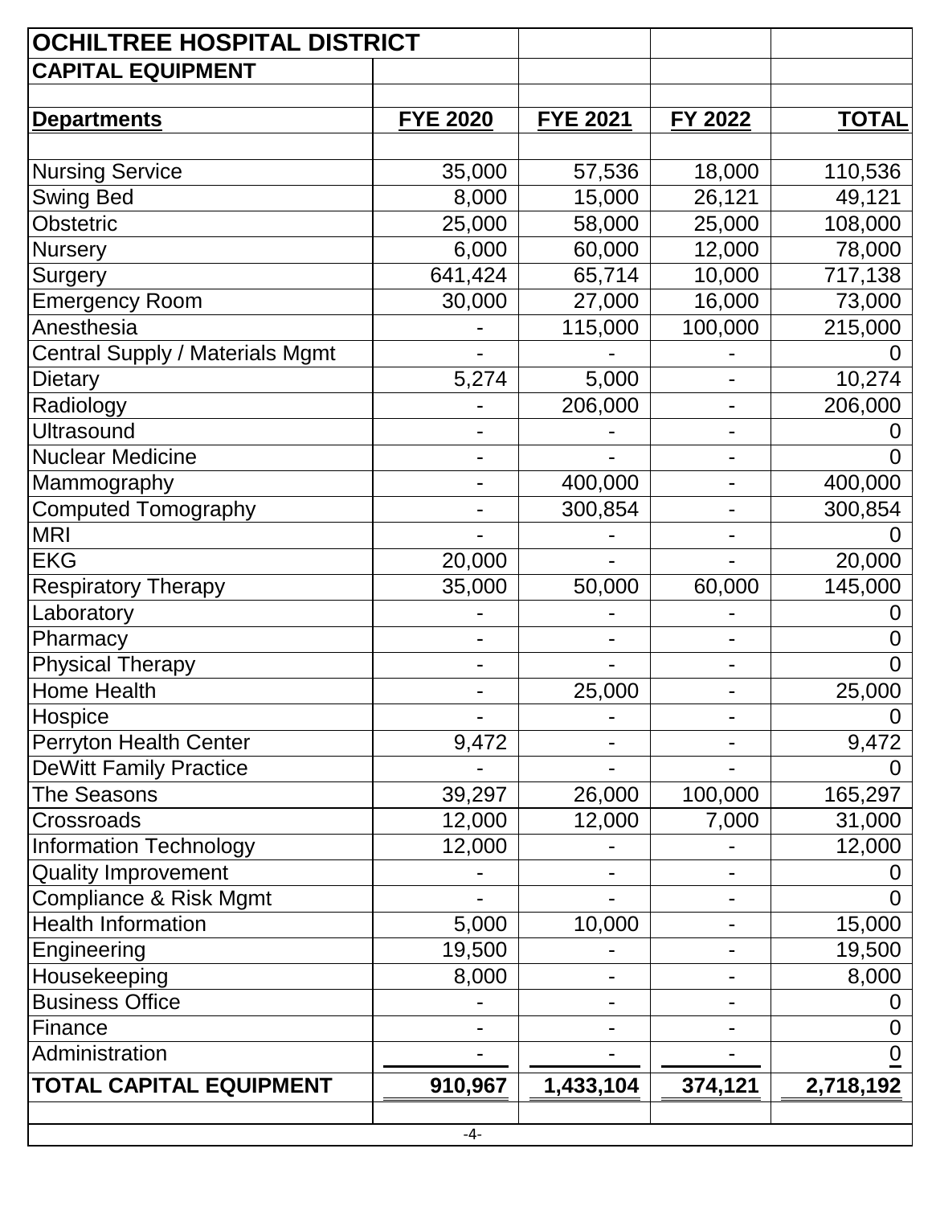## OCHILTREE HOSPITAL DISTRICT

### CAPITAL EQUIPMENT

| Departments | FYE 2020 | FYE 2021 | FY 2022 | TOTAL |
|---|---|---|---|---|
| Nursing Service | 35,000 | 57,536 | 18,000 | 110,536 |
| Swing Bed | 8,000 | 15,000 | 26,121 | 49,121 |
| Obstetric | 25,000 | 58,000 | 25,000 | 108,000 |
| Nursery | 6,000 | 60,000 | 12,000 | 78,000 |
| Surgery | 641,424 | 65,714 | 10,000 | 717,138 |
| Emergency Room | 30,000 | 27,000 | 16,000 | 73,000 |
| Anesthesia | - | 115,000 | 100,000 | 215,000 |
| Central Supply / Materials Mgmt | - | - | - | 0 |
| Dietary | 5,274 | 5,000 | - | 10,274 |
| Radiology | - | 206,000 | - | 206,000 |
| Ultrasound | - | - | - | 0 |
| Nuclear Medicine | - | - | - | 0 |
| Mammography | - | 400,000 | - | 400,000 |
| Computed Tomography | - | 300,854 | - | 300,854 |
| MRI | - | - | - | 0 |
| EKG | 20,000 | - | - | 20,000 |
| Respiratory Therapy | 35,000 | 50,000 | 60,000 | 145,000 |
| Laboratory | - | - | - | 0 |
| Pharmacy | - | - | - | 0 |
| Physical Therapy | - | - | - | 0 |
| Home Health | - | 25,000 | - | 25,000 |
| Hospice | - | - | - | 0 |
| Perryton Health Center | 9,472 | - | - | 9,472 |
| DeWitt Family Practice | - | - | - | 0 |
| The Seasons | 39,297 | 26,000 | 100,000 | 165,297 |
| Crossroads | 12,000 | 12,000 | 7,000 | 31,000 |
| Information Technology | 12,000 | - | - | 12,000 |
| Quality Improvement | - | - | - | 0 |
| Compliance & Risk Mgmt | - | - | - | 0 |
| Health Information | 5,000 | 10,000 | - | 15,000 |
| Engineering | 19,500 | - | - | 19,500 |
| Housekeeping | 8,000 | - | - | 8,000 |
| Business Office | - | - | - | 0 |
| Finance | - | - | - | 0 |
| Administration | - | - | - | 0 |
| **TOTAL CAPITAL EQUIPMENT** | **910,967** | **1,433,104** | **374,121** | **2,718,192** |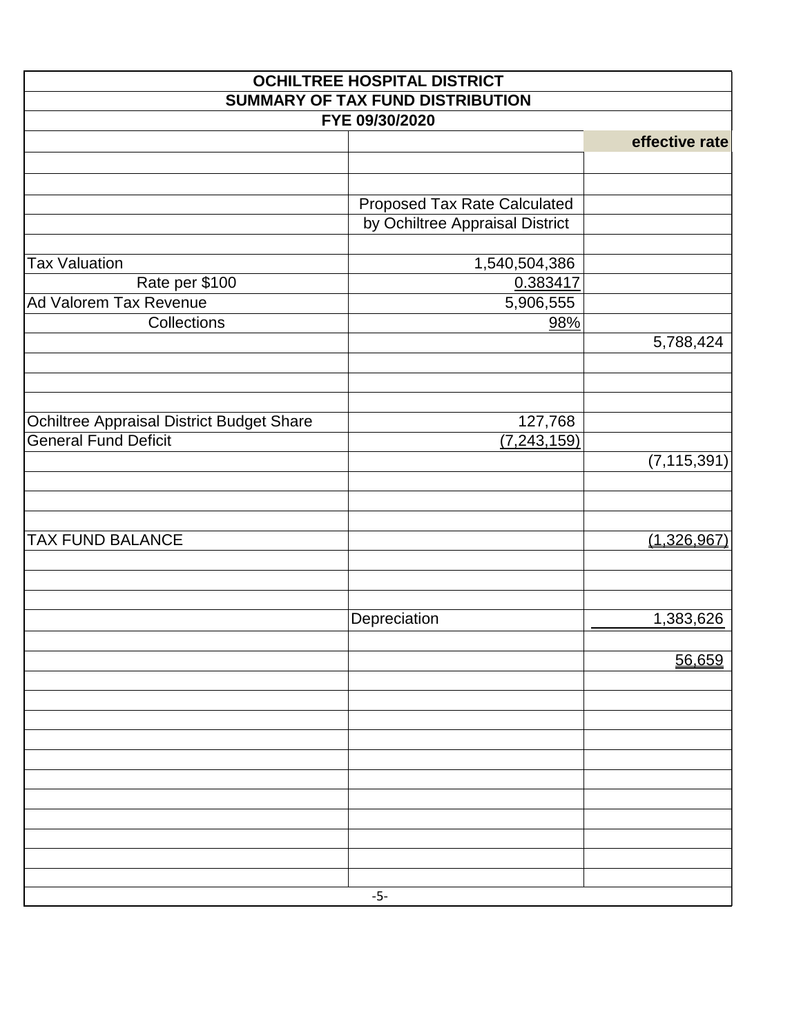| OCHILTREE HOSPITAL DISTRICT | | |
|---|---|---|
| SUMMARY OF TAX FUND DISTRIBUTION | | |
| FYE 09/30/2020 | | |
| | | **effective rate** |
| | Proposed Tax Rate Calculated | |
| | by Ochiltree Appraisal District | |
| Tax Valuation | 1,540,504,386 | |
| Rate per $100 | 0.383417 | |
| Ad Valorem Tax Revenue | 5,906,555 | |
| Collections | 98% | |
| | | 5,788,424 |
| Ochiltree Appraisal District Budget Share | 127,768 | |
| General Fund Deficit | (7,243,159) | |
| | | (7,115,391) |
| TAX FUND BALANCE | | (1,326,967) |
| | Depreciation | 1,383,626 |
| | | 56,659 |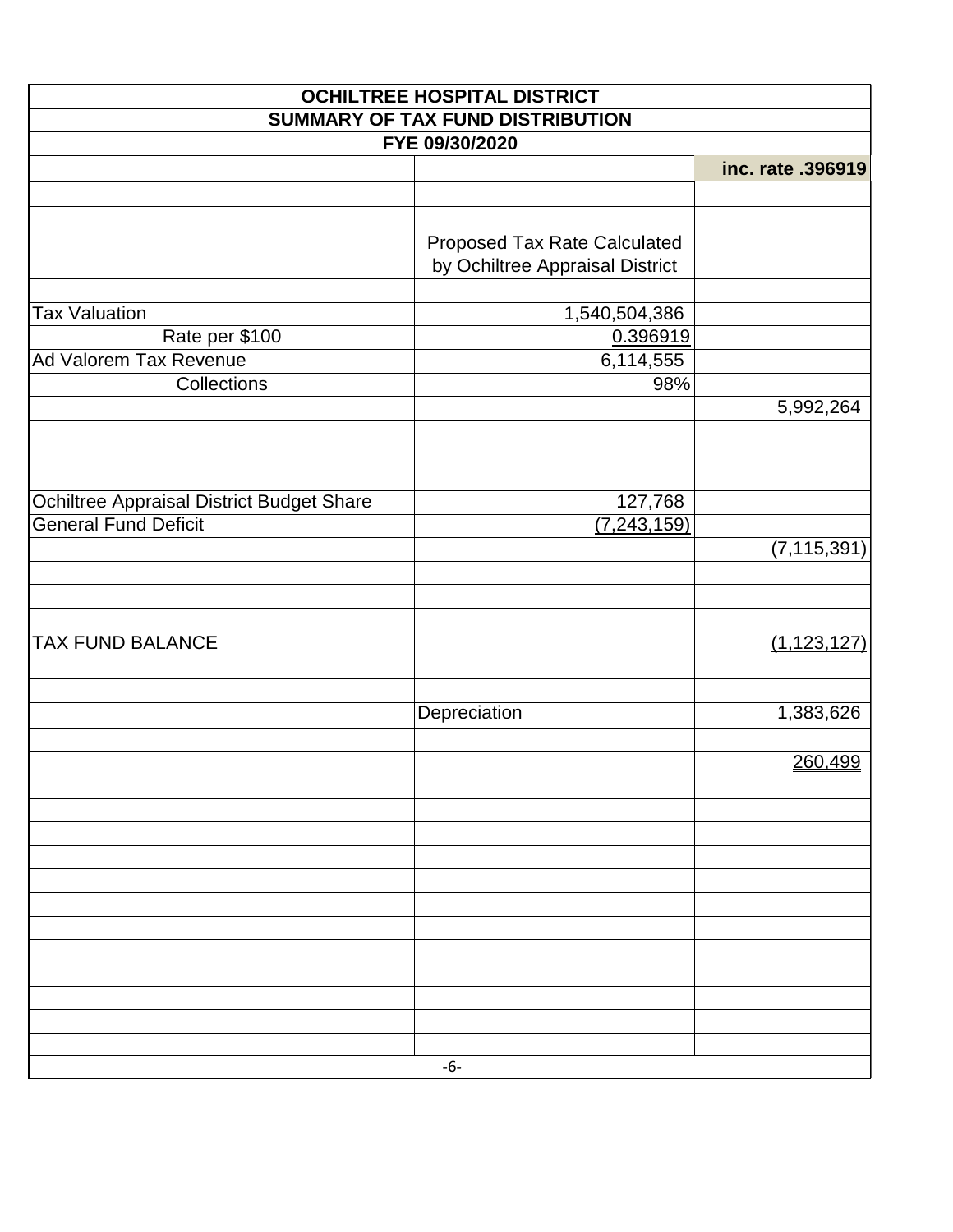| OCHILTREE HOSPITAL DISTRICT | | |
|---|---|---|
| SUMMARY OF TAX FUND DISTRIBUTION | | |
| FYE 09/30/2020 | | |
| | | **inc. rate .396919** |
| | Proposed Tax Rate Calculated | |
| | by Ochiltree Appraisal District | |
| Tax Valuation | 1,540,504,386 | |
| Rate per $100 | 0.396919 | |
| Ad Valorem Tax Revenue | 6,114,555 | |
| Collections | 98% | |
| | | 5,992,264 |
| Ochiltree Appraisal District Budget Share | 127,768 | |
| General Fund Deficit | (7,243,159) | |
| | | (7,115,391) |
| TAX FUND BALANCE | | (1,123,127) |
| | Depreciation | 1,383,626 |
| | | 260,499 |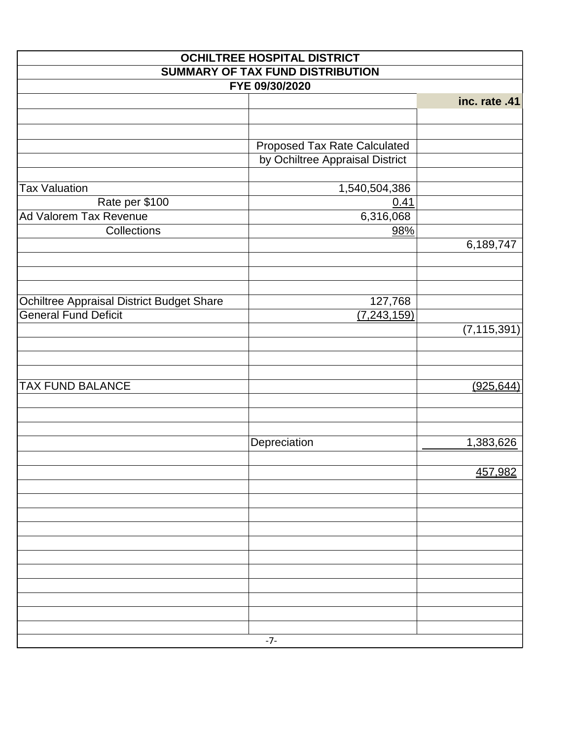# OCHILTREE HOSPITAL DISTRICT

## SUMMARY OF TAX FUND DISTRIBUTION

### FYE 09/30/2020

| | | inc. rate .41 |
|---|---|---|
| | Proposed Tax Rate Calculated by Ochiltree Appraisal District | |
| Tax Valuation | 1,540,504,386 | |
| Rate per $100 | 0.41 | |
| Ad Valorem Tax Revenue | 6,316,068 | |
| Collections | 98% | |
| | | 6,189,747 |
| Ochiltree Appraisal District Budget Share | 127,768 | |
| General Fund Deficit | (7,243,159) | |
| | | (7,115,391) |
| TAX FUND BALANCE | | (925,644) |
| | Depreciation | 1,383,626 |
| | | 457,982 |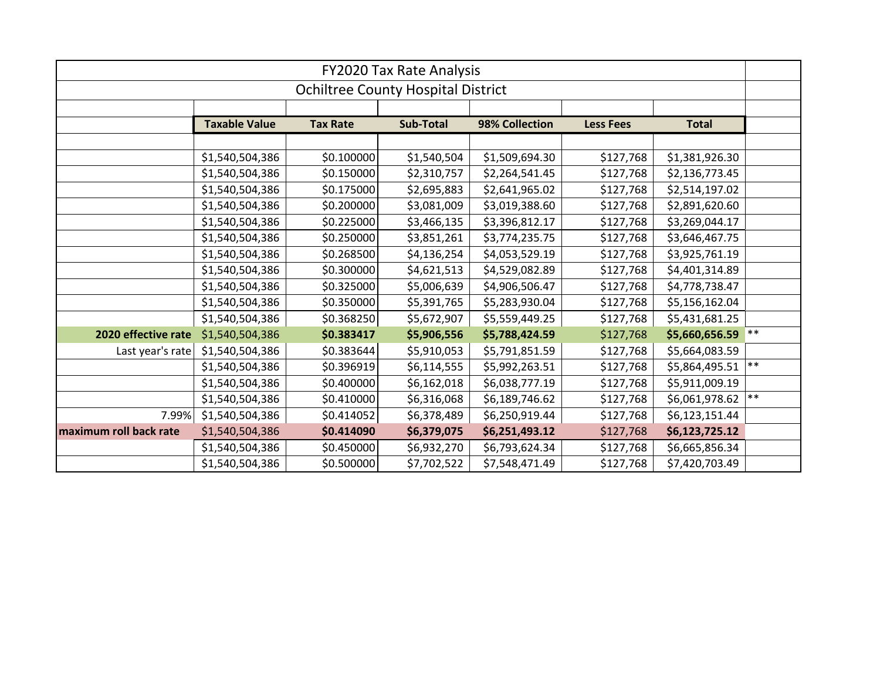# FY2020 Tax Rate Analysis

## Ochiltree County Hospital District

| | Taxable Value | Tax Rate | Sub-Total | 98% Collection | Less Fees | Total | |
|---|---|---|---|---|---|---|---|
| | $1,540,504,386 | $0.100000 | $1,540,504 | $1,509,694.30 | $127,768 | $1,381,926.30 | |
| | $1,540,504,386 | $0.150000 | $2,310,757 | $2,264,541.45 | $127,768 | $2,136,773.45 | |
| | $1,540,504,386 | $0.175000 | $2,695,883 | $2,641,965.02 | $127,768 | $2,514,197.02 | |
| | $1,540,504,386 | $0.200000 | $3,081,009 | $3,019,388.60 | $127,768 | $2,891,620.60 | |
| | $1,540,504,386 | $0.225000 | $3,466,135 | $3,396,812.17 | $127,768 | $3,269,044.17 | |
| | $1,540,504,386 | $0.250000 | $3,851,261 | $3,774,235.75 | $127,768 | $3,646,467.75 | |
| | $1,540,504,386 | $0.268500 | $4,136,254 | $4,053,529.19 | $127,768 | $3,925,761.19 | |
| | $1,540,504,386 | $0.300000 | $4,621,513 | $4,529,082.89 | $127,768 | $4,401,314.89 | |
| | $1,540,504,386 | $0.325000 | $5,006,639 | $4,906,506.47 | $127,768 | $4,778,738.47 | |
| | $1,540,504,386 | $0.350000 | $5,391,765 | $5,283,930.04 | $127,768 | $5,156,162.04 | |
| | $1,540,504,386 | $0.368250 | $5,672,907 | $5,559,449.25 | $127,768 | $5,431,681.25 | |
| **2020 effective rate** | $1,540,504,386 | **$0.383417** | **$5,906,556** | **$5,788,424.59** | $127,768 | **$5,660,656.59** | ** |
| Last year's rate | $1,540,504,386 | $0.383644 | $5,910,053 | $5,791,851.59 | $127,768 | $5,664,083.59 | |
| | $1,540,504,386 | $0.396919 | $6,114,555 | $5,992,263.51 | $127,768 | $5,864,495.51 | ** |
| | $1,540,504,386 | $0.400000 | $6,162,018 | $6,038,777.19 | $127,768 | $5,911,009.19 | |
| | $1,540,504,386 | $0.410000 | $6,316,068 | $6,189,746.62 | $127,768 | $6,061,978.62 | ** |
| 7.99% | $1,540,504,386 | $0.414052 | $6,378,489 | $6,250,919.44 | $127,768 | $6,123,151.44 | |
| **maximum roll back rate** | $1,540,504,386 | **$0.414090** | **$6,379,075** | **$6,251,493.12** | $127,768 | **$6,123,725.12** | |
| | $1,540,504,386 | $0.450000 | $6,932,270 | $6,793,624.34 | $127,768 | $6,665,856.34 | |
| | $1,540,504,386 | $0.500000 | $7,702,522 | $7,548,471.49 | $127,768 | $7,420,703.49 | |